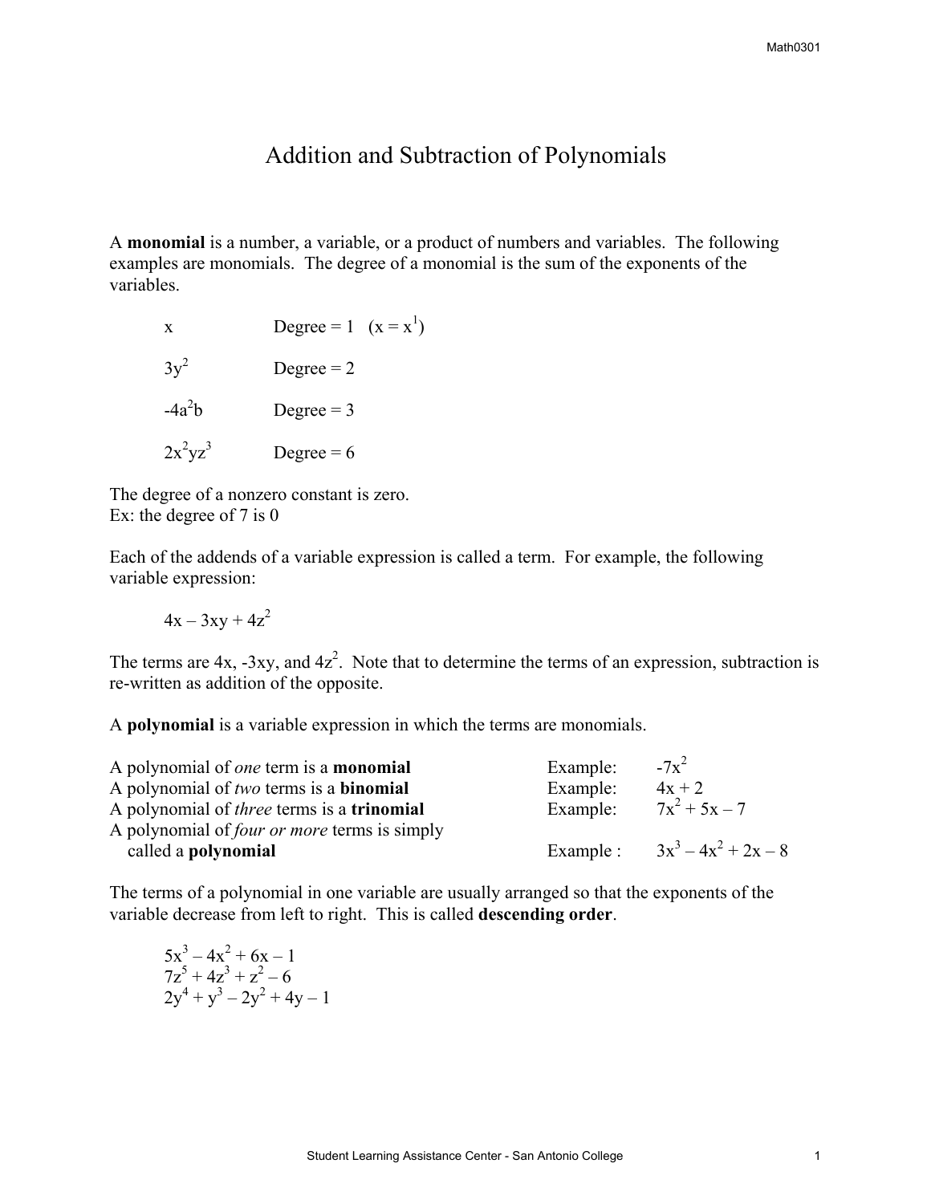# Addition and Subtraction of Polynomials

A **monomial** is a number, a variable, or a product of numbers and variables. The following examples are monomials. The degree of a monomial is the sum of the exponents of the variables.

| | |
|---|---|
| $x$ | Degree = 1 ($x = x^1$) |
| $3y^2$ | Degree = 2 |
| $-4a^2b$ | Degree = 3 |
| $2x^2yz^3$ | Degree = 6 |

The degree of a nonzero constant is zero.
Ex: the degree of 7 is 0

Each of the addends of a variable expression is called a term. For example, the following variable expression:

$$4x - 3xy + 4z^2$$

The terms are $4x$, $-3xy$, and $4z^2$. Note that to determine the terms of an expression, subtraction is re-written as addition of the opposite.

A **polynomial** is a variable expression in which the terms are monomials.

| | |
|---|---|
| A polynomial of *one* term is a **monomial** | Example: $-7x^2$ |
| A polynomial of *two* terms is a **binomial** | Example: $4x + 2$ |
| A polynomial of *three* terms is a **trinomial** | Example: $7x^2 + 5x - 7$ |
| A polynomial of *four or more* terms is simply called a **polynomial** | Example : $3x^3 - 4x^2 + 2x - 8$ |

The terms of a polynomial in one variable are usually arranged so that the exponents of the variable decrease from left to right. This is called **descending order**.

$$5x^3 - 4x^2 + 6x - 1$$
$$7z^5 + 4z^3 + z^2 - 6$$
$$2y^4 + y^3 - 2y^2 + 4y - 1$$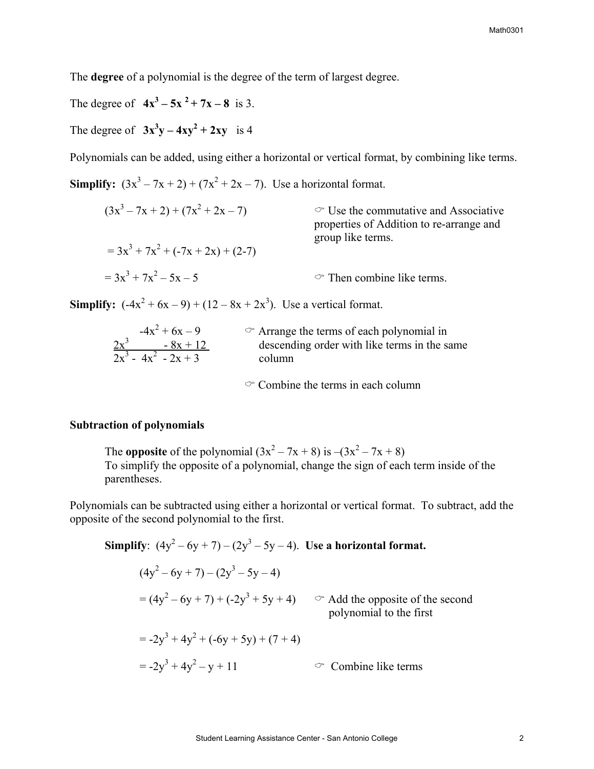The **degree** of a polynomial is the degree of the term of largest degree.

The degree of $\mathbf{4x^3 - 5x^2 + 7x - 8}$ is 3.

The degree of $\mathbf{3x^3y - 4xy^2 + 2xy}$ is 4

Polynomials can be added, using either a horizontal or vertical format, by combining like terms.

**Simplify:** $(3x^3 - 7x + 2) + (7x^2 + 2x - 7)$. Use a horizontal format.

$(3x^3 - 7x + 2) + (7x^2 + 2x - 7)$ ☞ Use the commutative and Associative properties of Addition to re-arrange and group like terms.

$= 3x^3 + 7x^2 + (-7x + 2x) + (2-7)$

$= 3x^3 + 7x^2 - 5x - 5$ ☞ Then combine like terms.

**Simplify:** $(-4x^2 + 6x - 9) + (12 - 8x + 2x^3)$. Use a vertical format.

$$\begin{array}{rrrr} & -4x^2 & + 6x & - 9 \\ \underline{2x^3} & & \underline{- 8x} & \underline{+ 12} \\ 2x^3 & - 4x^2 & - 2x & + 3 \end{array}$$

☞ Arrange the terms of each polynomial in descending order with like terms in the same column

☞ Combine the terms in each column

**Subtraction of polynomials**

The **opposite** of the polynomial $(3x^2 - 7x + 8)$ is $-(3x^2 - 7x + 8)$
To simplify the opposite of a polynomial, change the sign of each term inside of the parentheses.

Polynomials can be subtracted using either a horizontal or vertical format. To subtract, add the opposite of the second polynomial to the first.

**Simplify**: $(4y^2 - 6y + 7) - (2y^3 - 5y - 4)$. **Use a horizontal format.**

$(4y^2 - 6y + 7) - (2y^3 - 5y - 4)$

$= (4y^2 - 6y + 7) + (-2y^3 + 5y + 4)$ ☞ Add the opposite of the second polynomial to the first

$= -2y^3 + 4y^2 + (-6y + 5y) + (7 + 4)$

$= -2y^3 + 4y^2 - y + 11$ ☞ Combine like terms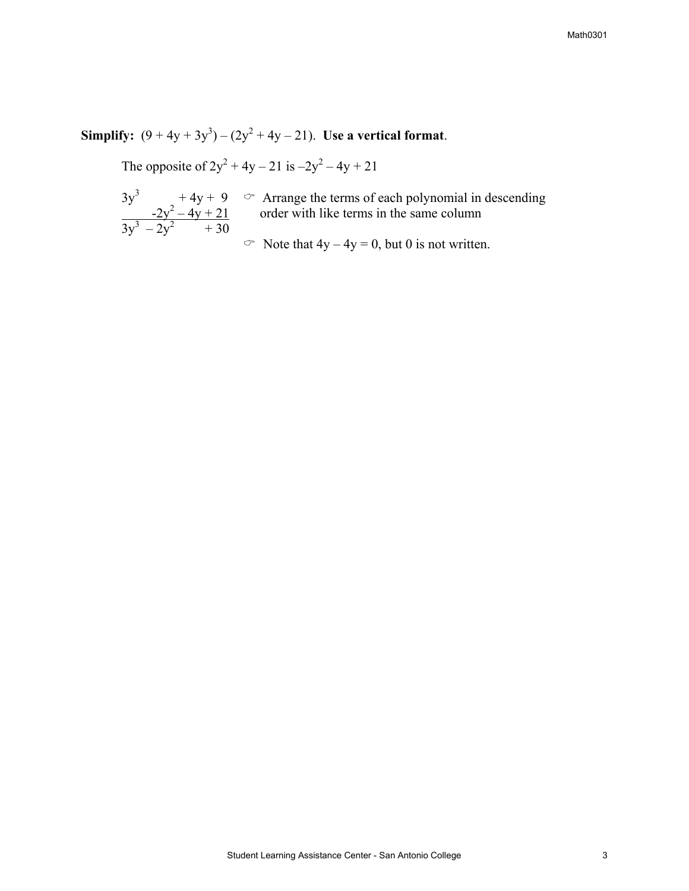**Simplify:** $(9 + 4y + 3y^3) - (2y^2 + 4y - 21)$. **Use a vertical format**.

The opposite of $2y^2 + 4y - 21$ is $-2y^2 - 4y + 21$

$$
\begin{array}{rrrr}
3y^3 & & +\,4y & +\;9 \\
 & -2y^2 & -\,4y & +\,21 \\
\hline
3y^3 & -\,2y^2 & & +\,30
\end{array}
$$

☞ Arrange the terms of each polynomial in descending order with like terms in the same column

☞ Note that $4y - 4y = 0$, but 0 is not written.